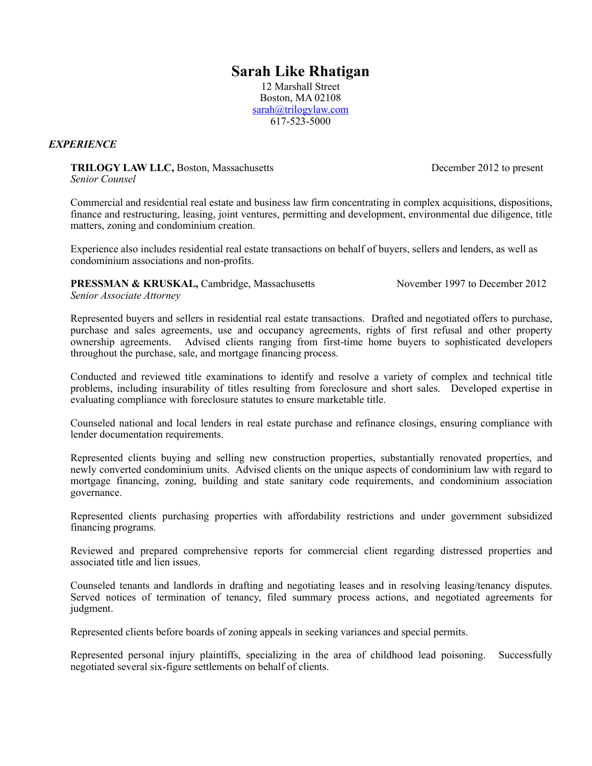# Sarah Like Rhatigan

12 Marshall Street
Boston, MA 02108
sarah@trilogylaw.com
617-523-5000

## *EXPERIENCE*

**TRILOGY LAW LLC,** Boston, Massachusetts — December 2012 to present
*Senior Counsel*

Commercial and residential real estate and business law firm concentrating in complex acquisitions, dispositions, finance and restructuring, leasing, joint ventures, permitting and development, environmental due diligence, title matters, zoning and condominium creation.

Experience also includes residential real estate transactions on behalf of buyers, sellers and lenders, as well as condominium associations and non-profits.

**PRESSMAN & KRUSKAL,** Cambridge, Massachusetts — November 1997 to December 2012
*Senior Associate Attorney*

Represented buyers and sellers in residential real estate transactions. Drafted and negotiated offers to purchase, purchase and sales agreements, use and occupancy agreements, rights of first refusal and other property ownership agreements. Advised clients ranging from first-time home buyers to sophisticated developers throughout the purchase, sale, and mortgage financing process.

Conducted and reviewed title examinations to identify and resolve a variety of complex and technical title problems, including insurability of titles resulting from foreclosure and short sales. Developed expertise in evaluating compliance with foreclosure statutes to ensure marketable title.

Counseled national and local lenders in real estate purchase and refinance closings, ensuring compliance with lender documentation requirements.

Represented clients buying and selling new construction properties, substantially renovated properties, and newly converted condominium units. Advised clients on the unique aspects of condominium law with regard to mortgage financing, zoning, building and state sanitary code requirements, and condominium association governance.

Represented clients purchasing properties with affordability restrictions and under government subsidized financing programs.

Reviewed and prepared comprehensive reports for commercial client regarding distressed properties and associated title and lien issues.

Counseled tenants and landlords in drafting and negotiating leases and in resolving leasing/tenancy disputes. Served notices of termination of tenancy, filed summary process actions, and negotiated agreements for judgment.

Represented clients before boards of zoning appeals in seeking variances and special permits.

Represented personal injury plaintiffs, specializing in the area of childhood lead poisoning. Successfully negotiated several six-figure settlements on behalf of clients.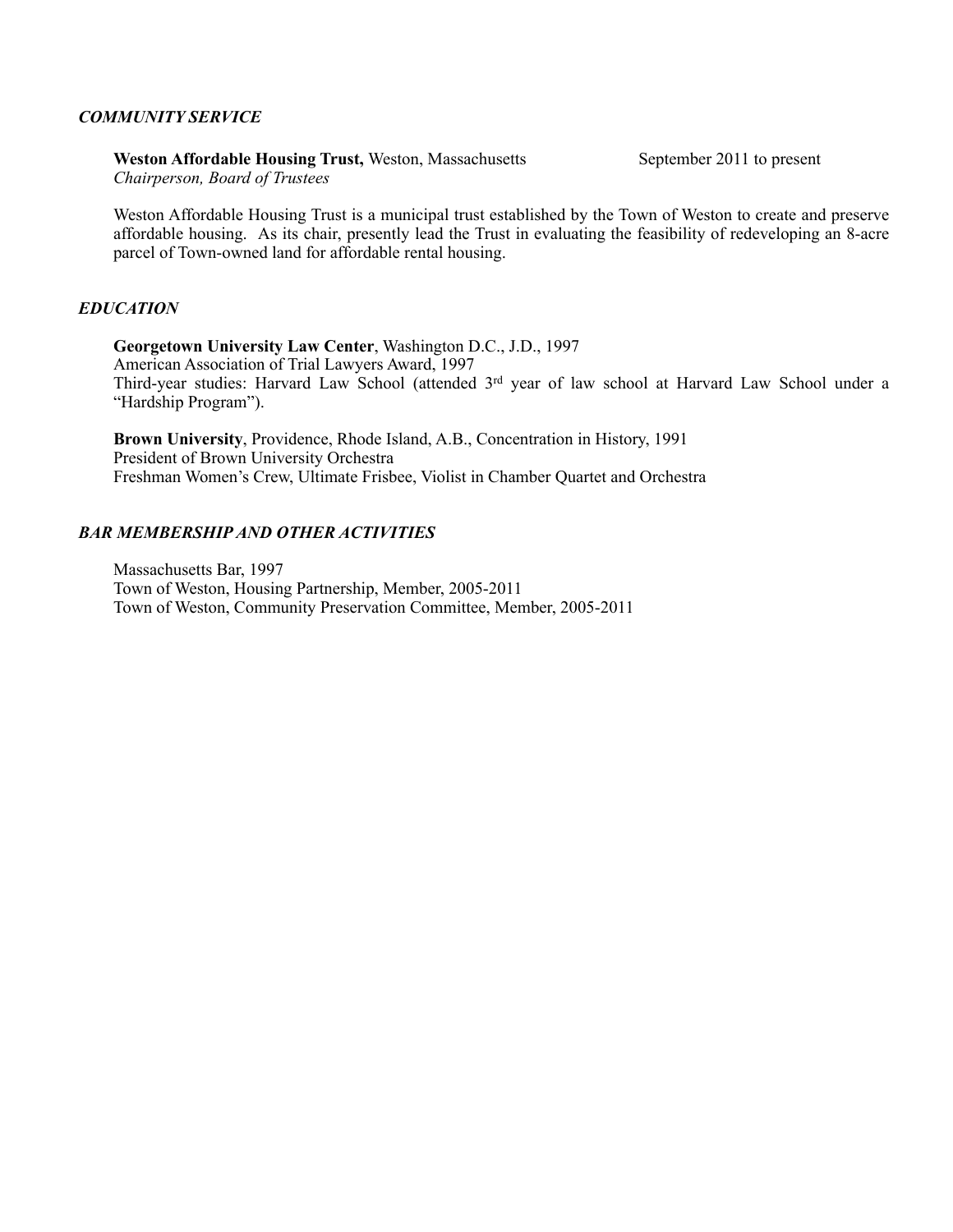## *COMMUNITY SERVICE*

**Weston Affordable Housing Trust,** Weston, Massachusetts September 2011 to present
*Chairperson, Board of Trustees*

Weston Affordable Housing Trust is a municipal trust established by the Town of Weston to create and preserve affordable housing. As its chair, presently lead the Trust in evaluating the feasibility of redeveloping an 8-acre parcel of Town-owned land for affordable rental housing.

## *EDUCATION*

**Georgetown University Law Center**, Washington D.C., J.D., 1997
American Association of Trial Lawyers Award, 1997
Third-year studies: Harvard Law School (attended 3rd year of law school at Harvard Law School under a "Hardship Program").

**Brown University**, Providence, Rhode Island, A.B., Concentration in History, 1991
President of Brown University Orchestra
Freshman Women's Crew, Ultimate Frisbee, Violist in Chamber Quartet and Orchestra

## *BAR MEMBERSHIP AND OTHER ACTIVITIES*

Massachusetts Bar, 1997
Town of Weston, Housing Partnership, Member, 2005-2011
Town of Weston, Community Preservation Committee, Member, 2005-2011